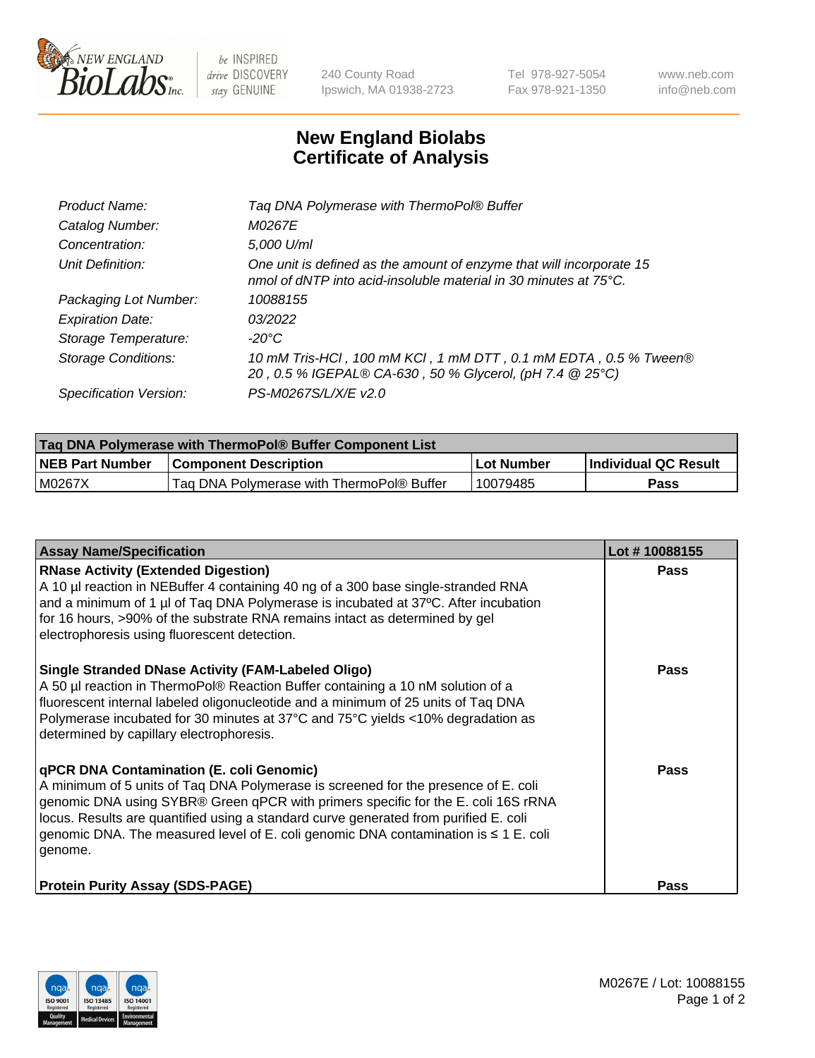# New England Biolabs Certificate of Analysis

| | |
|---|---|
| *Product Name:* | *Taq DNA Polymerase with ThermoPol® Buffer* |
| *Catalog Number:* | *M0267E* |
| *Concentration:* | *5,000 U/ml* |
| *Unit Definition:* | *One unit is defined as the amount of enzyme that will incorporate 15 nmol of dNTP into acid-insoluble material in 30 minutes at 75°C.* |
| *Packaging Lot Number:* | *10088155* |
| *Expiration Date:* | *03/2022* |
| *Storage Temperature:* | *-20°C* |
| *Storage Conditions:* | *10 mM Tris-HCl , 100 mM KCl , 1 mM DTT , 0.1 mM EDTA , 0.5 % Tween® 20 , 0.5 % IGEPAL® CA-630 , 50 % Glycerol, (pH 7.4 @ 25°C)* |
| *Specification Version:* | *PS-M0267S/L/X/E v2.0* |

| Taq DNA Polymerase with ThermoPol® Buffer Component List | | | |
|---|---|---|---|
| **NEB Part Number** | **Component Description** | **Lot Number** | **Individual QC Result** |
| M0267X | Taq DNA Polymerase with ThermoPol® Buffer | 10079485 | **Pass** |

| Assay Name/Specification | Lot # 10088155 |
|---|---|
| **RNase Activity (Extended Digestion)**<br>A 10 µl reaction in NEBuffer 4 containing 40 ng of a 300 base single-stranded RNA and a minimum of 1 µl of Taq DNA Polymerase is incubated at 37ºC. After incubation for 16 hours, >90% of the substrate RNA remains intact as determined by gel electrophoresis using fluorescent detection. | **Pass** |
| **Single Stranded DNase Activity (FAM-Labeled Oligo)**<br>A 50 µl reaction in ThermoPol® Reaction Buffer containing a 10 nM solution of a fluorescent internal labeled oligonucleotide and a minimum of 25 units of Taq DNA Polymerase incubated for 30 minutes at 37°C and 75°C yields <10% degradation as determined by capillary electrophoresis. | **Pass** |
| **qPCR DNA Contamination (E. coli Genomic)**<br>A minimum of 5 units of Taq DNA Polymerase is screened for the presence of E. coli genomic DNA using SYBR® Green qPCR with primers specific for the E. coli 16S rRNA locus. Results are quantified using a standard curve generated from purified E. coli genomic DNA. The measured level of E. coli genomic DNA contamination is ≤ 1 E. coli genome. | **Pass** |
| **Protein Purity Assay (SDS-PAGE)** | **Pass** |

M0267E / Lot: 10088155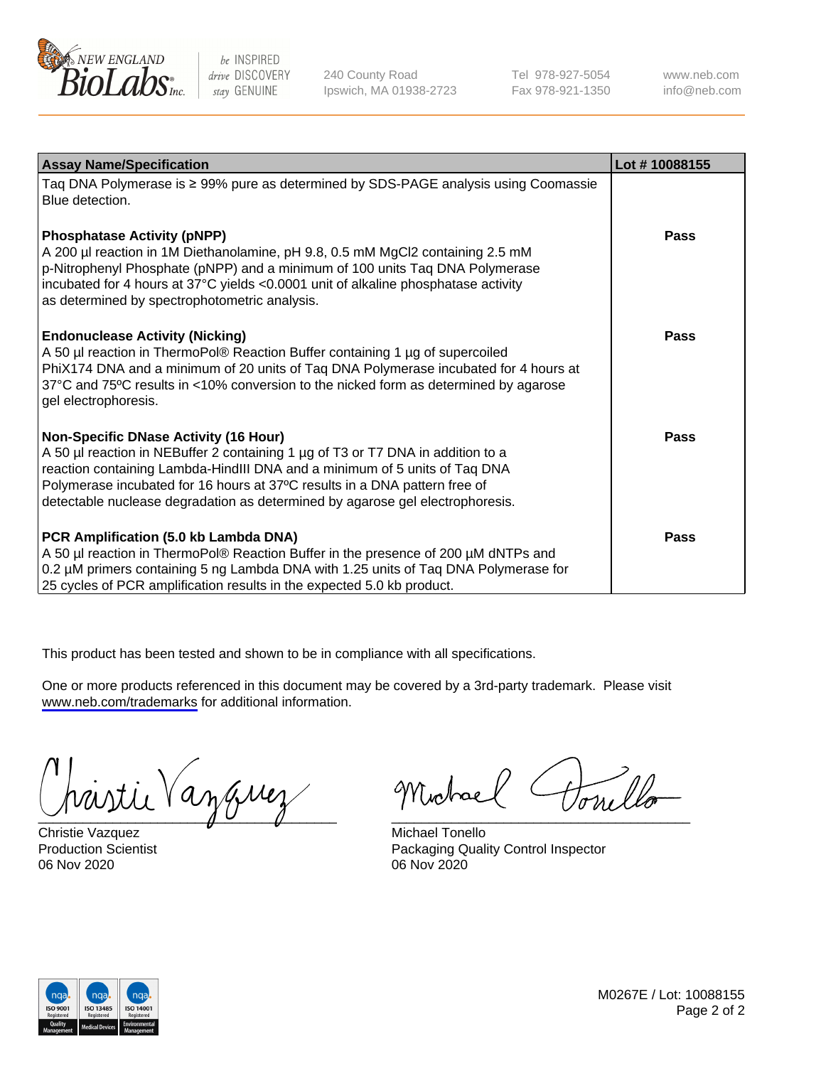| Assay Name/Specification | Lot # 10088155 |
| --- | --- |
| Taq DNA Polymerase is ≥ 99% pure as determined by SDS-PAGE analysis using Coomassie Blue detection. | |
| **Phosphatase Activity (pNPP)**<br>A 200 µl reaction in 1M Diethanolamine, pH 9.8, 0.5 mM $MgCl_2$ containing 2.5 mM p-Nitrophenyl Phosphate (pNPP) and a minimum of 100 units Taq DNA Polymerase incubated for 4 hours at 37°C yields <0.0001 unit of alkaline phosphatase activity as determined by spectrophotometric analysis. | **Pass** |
| **Endonuclease Activity (Nicking)**<br>A 50 µl reaction in ThermoPol® Reaction Buffer containing 1 µg of supercoiled PhiX174 DNA and a minimum of 20 units of Taq DNA Polymerase incubated for 4 hours at 37°C and 75ºC results in <10% conversion to the nicked form as determined by agarose gel electrophoresis. | **Pass** |
| **Non-Specific DNase Activity (16 Hour)**<br>A 50 µl reaction in NEBuffer 2 containing 1 µg of T3 or T7 DNA in addition to a reaction containing Lambda-HindIII DNA and a minimum of 5 units of Taq DNA Polymerase incubated for 16 hours at 37ºC results in a DNA pattern free of detectable nuclease degradation as determined by agarose gel electrophoresis. | **Pass** |
| **PCR Amplification (5.0 kb Lambda DNA)**<br>A 50 µl reaction in ThermoPol® Reaction Buffer in the presence of 200 µM dNTPs and 0.2 µM primers containing 5 ng Lambda DNA with 1.25 units of Taq DNA Polymerase for 25 cycles of PCR amplification results in the expected 5.0 kb product. | **Pass** |

This product has been tested and shown to be in compliance with all specifications.

One or more products referenced in this document may be covered by a 3rd-party trademark. Please visit www.neb.com/trademarks for additional information.

Christie Vazquez
Production Scientist
06 Nov 2020

Michael Tonello
Packaging Quality Control Inspector
06 Nov 2020

M0267E / Lot: 10088155